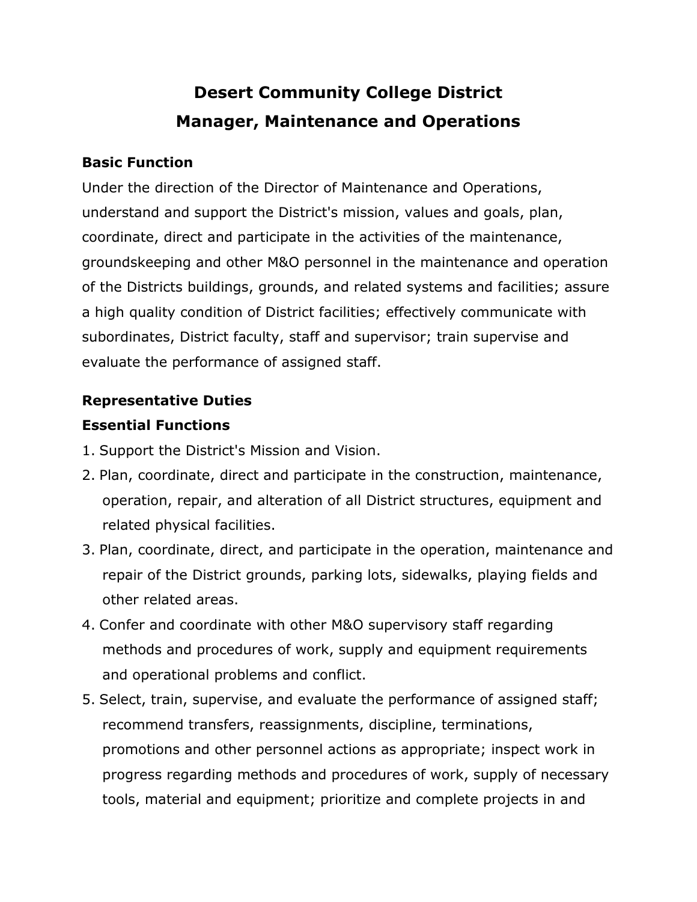# Desert Community College District

## Manager, Maintenance and Operations

### Basic Function

Under the direction of the Director of Maintenance and Operations, understand and support the District's mission, values and goals, plan, coordinate, direct and participate in the activities of the maintenance, groundskeeping and other M&O personnel in the maintenance and operation of the Districts buildings, grounds, and related systems and facilities; assure a high quality condition of District facilities; effectively communicate with subordinates, District faculty, staff and supervisor; train supervise and evaluate the performance of assigned staff.

### Representative Duties

### Essential Functions

1. Support the District's Mission and Vision.
2. Plan, coordinate, direct and participate in the construction, maintenance, operation, repair, and alteration of all District structures, equipment and related physical facilities.
3. Plan, coordinate, direct, and participate in the operation, maintenance and repair of the District grounds, parking lots, sidewalks, playing fields and other related areas.
4. Confer and coordinate with other M&O supervisory staff regarding methods and procedures of work, supply and equipment requirements and operational problems and conflict.
5. Select, train, supervise, and evaluate the performance of assigned staff; recommend transfers, reassignments, discipline, terminations, promotions and other personnel actions as appropriate; inspect work in progress regarding methods and procedures of work, supply of necessary tools, material and equipment; prioritize and complete projects in and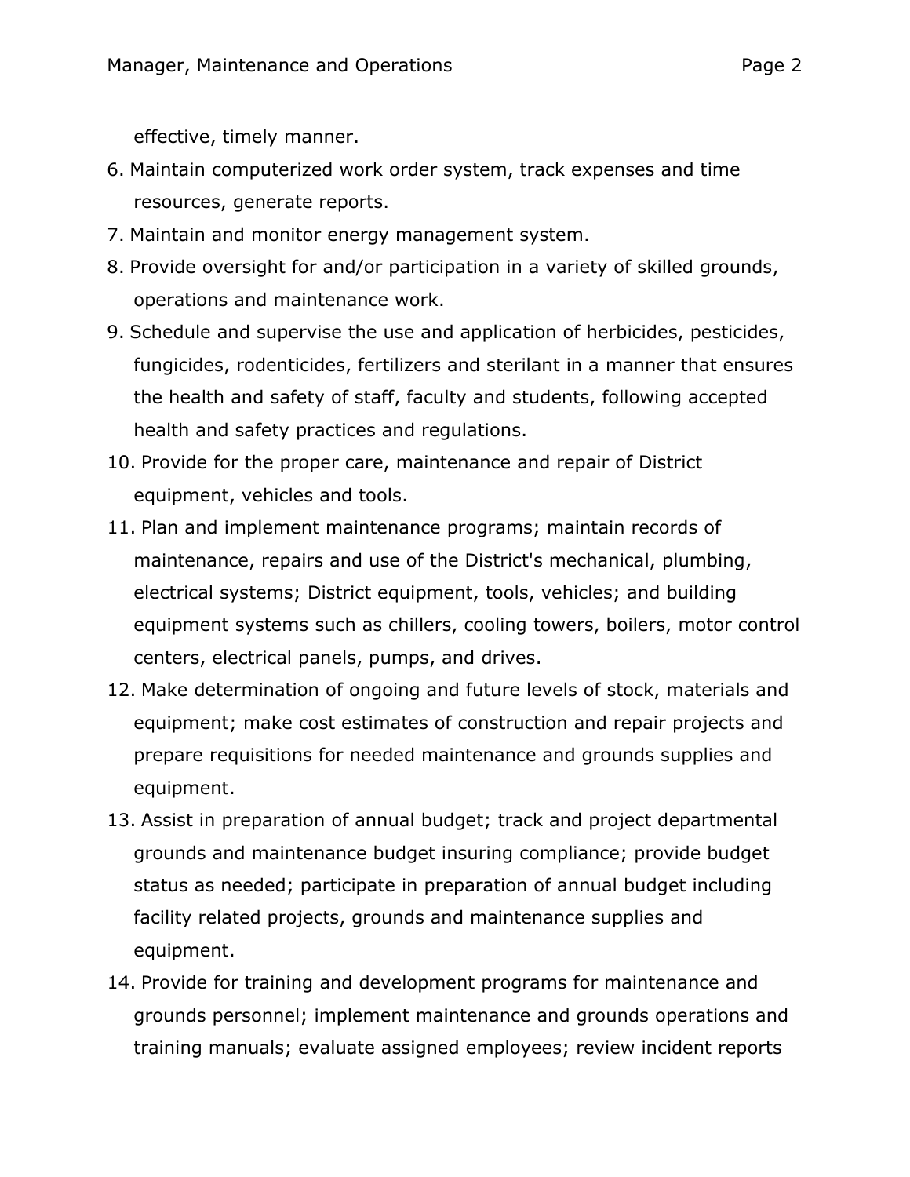effective, timely manner.

6. Maintain computerized work order system, track expenses and time resources, generate reports.
7. Maintain and monitor energy management system.
8. Provide oversight for and/or participation in a variety of skilled grounds, operations and maintenance work.
9. Schedule and supervise the use and application of herbicides, pesticides, fungicides, rodenticides, fertilizers and sterilant in a manner that ensures the health and safety of staff, faculty and students, following accepted health and safety practices and regulations.
10. Provide for the proper care, maintenance and repair of District equipment, vehicles and tools.
11. Plan and implement maintenance programs; maintain records of maintenance, repairs and use of the District's mechanical, plumbing, electrical systems; District equipment, tools, vehicles; and building equipment systems such as chillers, cooling towers, boilers, motor control centers, electrical panels, pumps, and drives.
12. Make determination of ongoing and future levels of stock, materials and equipment; make cost estimates of construction and repair projects and prepare requisitions for needed maintenance and grounds supplies and equipment.
13. Assist in preparation of annual budget; track and project departmental grounds and maintenance budget insuring compliance; provide budget status as needed; participate in preparation of annual budget including facility related projects, grounds and maintenance supplies and equipment.
14. Provide for training and development programs for maintenance and grounds personnel; implement maintenance and grounds operations and training manuals; evaluate assigned employees; review incident reports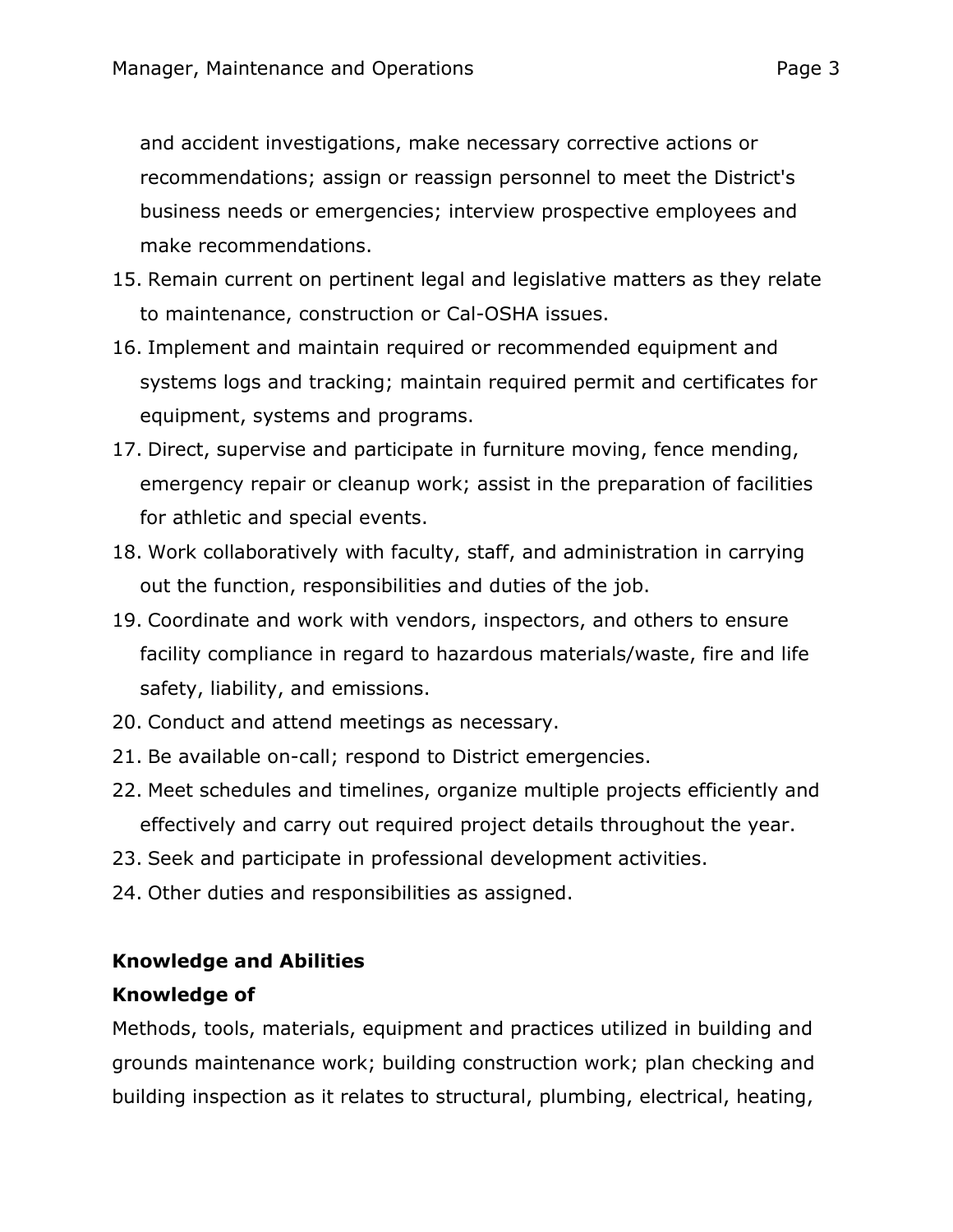and accident investigations, make necessary corrective actions or recommendations; assign or reassign personnel to meet the District's business needs or emergencies; interview prospective employees and make recommendations.

15. Remain current on pertinent legal and legislative matters as they relate to maintenance, construction or Cal-OSHA issues.
16. Implement and maintain required or recommended equipment and systems logs and tracking; maintain required permit and certificates for equipment, systems and programs.
17. Direct, supervise and participate in furniture moving, fence mending, emergency repair or cleanup work; assist in the preparation of facilities for athletic and special events.
18. Work collaboratively with faculty, staff, and administration in carrying out the function, responsibilities and duties of the job.
19. Coordinate and work with vendors, inspectors, and others to ensure facility compliance in regard to hazardous materials/waste, fire and life safety, liability, and emissions.
20. Conduct and attend meetings as necessary.
21. Be available on-call; respond to District emergencies.
22. Meet schedules and timelines, organize multiple projects efficiently and effectively and carry out required project details throughout the year.
23. Seek and participate in professional development activities.
24. Other duties and responsibilities as assigned.

## Knowledge and Abilities

### Knowledge of

Methods, tools, materials, equipment and practices utilized in building and grounds maintenance work; building construction work; plan checking and building inspection as it relates to structural, plumbing, electrical, heating,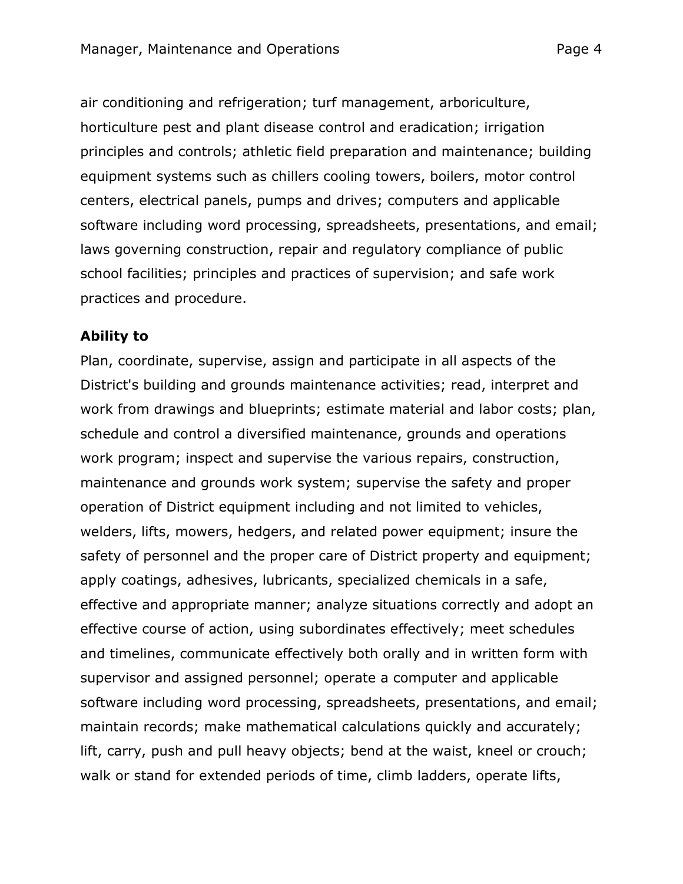air conditioning and refrigeration; turf management, arboriculture, horticulture pest and plant disease control and eradication; irrigation principles and controls; athletic field preparation and maintenance; building equipment systems such as chillers cooling towers, boilers, motor control centers, electrical panels, pumps and drives; computers and applicable software including word processing, spreadsheets, presentations, and email; laws governing construction, repair and regulatory compliance of public school facilities; principles and practices of supervision; and safe work practices and procedure.

**Ability to**

Plan, coordinate, supervise, assign and participate in all aspects of the District's building and grounds maintenance activities; read, interpret and work from drawings and blueprints; estimate material and labor costs; plan, schedule and control a diversified maintenance, grounds and operations work program; inspect and supervise the various repairs, construction, maintenance and grounds work system; supervise the safety and proper operation of District equipment including and not limited to vehicles, welders, lifts, mowers, hedgers, and related power equipment; insure the safety of personnel and the proper care of District property and equipment; apply coatings, adhesives, lubricants, specialized chemicals in a safe, effective and appropriate manner; analyze situations correctly and adopt an effective course of action, using subordinates effectively; meet schedules and timelines, communicate effectively both orally and in written form with supervisor and assigned personnel; operate a computer and applicable software including word processing, spreadsheets, presentations, and email; maintain records; make mathematical calculations quickly and accurately; lift, carry, push and pull heavy objects; bend at the waist, kneel or crouch; walk or stand for extended periods of time, climb ladders, operate lifts,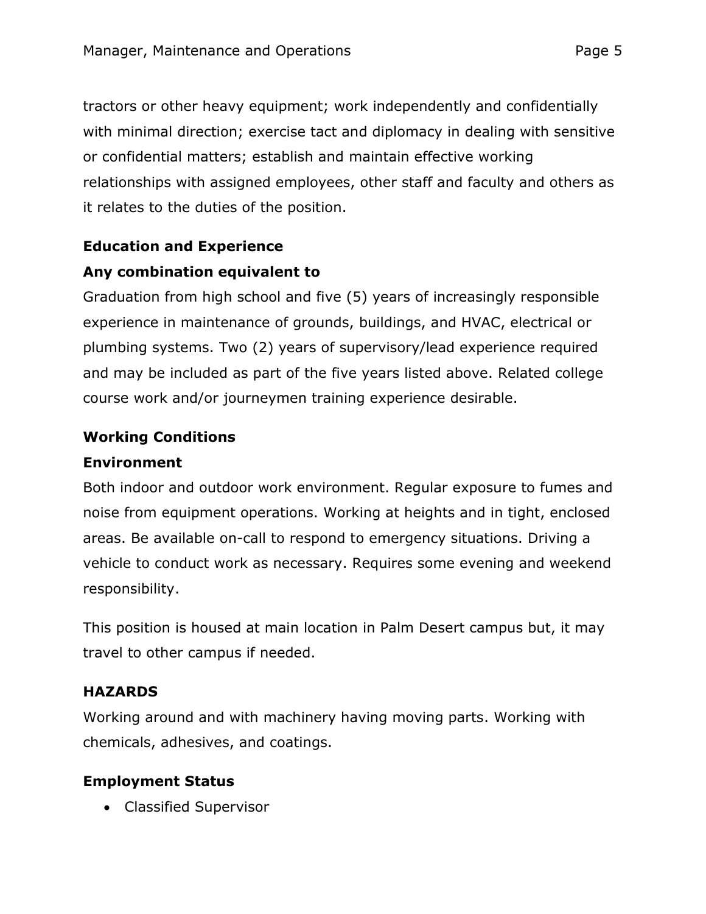tractors or other heavy equipment; work independently and confidentially with minimal direction; exercise tact and diplomacy in dealing with sensitive or confidential matters; establish and maintain effective working relationships with assigned employees, other staff and faculty and others as it relates to the duties of the position.

## Education and Experience

### Any combination equivalent to

Graduation from high school and five (5) years of increasingly responsible experience in maintenance of grounds, buildings, and HVAC, electrical or plumbing systems. Two (2) years of supervisory/lead experience required and may be included as part of the five years listed above. Related college course work and/or journeymen training experience desirable.

## Working Conditions

### Environment

Both indoor and outdoor work environment. Regular exposure to fumes and noise from equipment operations. Working at heights and in tight, enclosed areas. Be available on-call to respond to emergency situations. Driving a vehicle to conduct work as necessary. Requires some evening and weekend responsibility.

This position is housed at main location in Palm Desert campus but, it may travel to other campus if needed.

## HAZARDS

Working around and with machinery having moving parts. Working with chemicals, adhesives, and coatings.

## Employment Status

- Classified Supervisor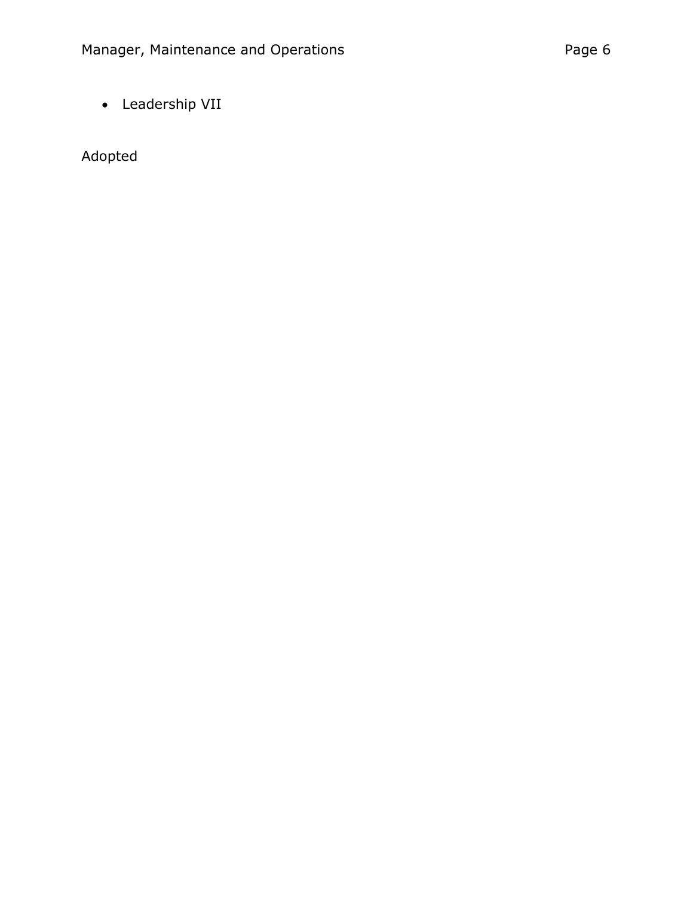- Leadership VII

Adopted